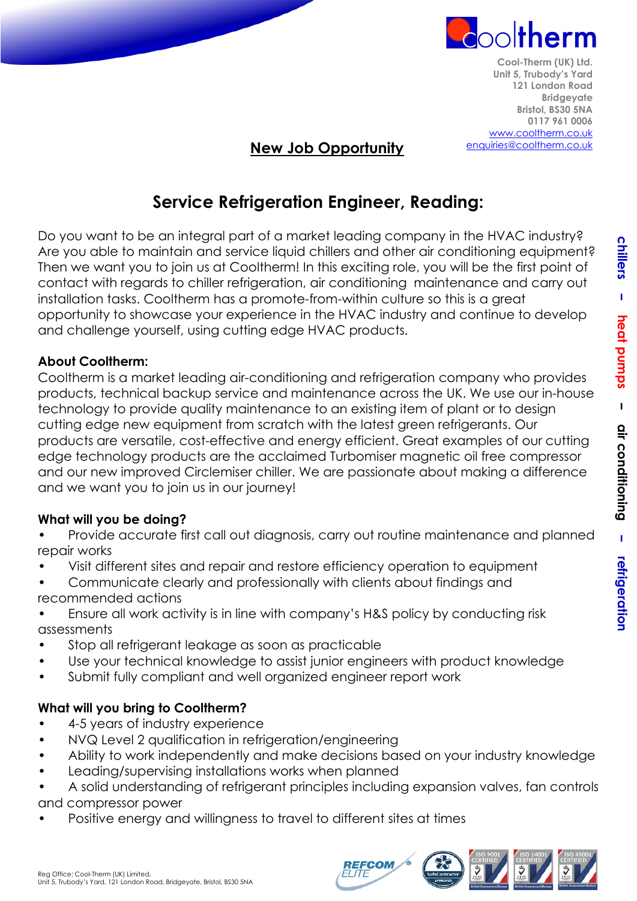Cool-Therm (UK) Ltd.
Unit 5, Trubody's Yard
121 London Road
Bridgeyate
Bristol, BS30 5NA
0117 961 0006
www.cooltherm.co.uk
enquiries@cooltherm.co.uk

**New Job Opportunity**

# Service Refrigeration Engineer, Reading:

Do you want to be an integral part of a market leading company in the HVAC industry? Are you able to maintain and service liquid chillers and other air conditioning equipment? Then we want you to join us at Cooltherm! In this exciting role, you will be the first point of contact with regards to chiller refrigeration, air conditioning maintenance and carry out installation tasks. Cooltherm has a promote-from-within culture so this is a great opportunity to showcase your experience in the HVAC industry and continue to develop and challenge yourself, using cutting edge HVAC products.

**About Cooltherm:**

Cooltherm is a market leading air-conditioning and refrigeration company who provides products, technical backup service and maintenance across the UK. We use our in-house technology to provide quality maintenance to an existing item of plant or to design cutting edge new equipment from scratch with the latest green refrigerants. Our products are versatile, cost-effective and energy efficient. Great examples of our cutting edge technology products are the acclaimed Turbomiser magnetic oil free compressor and our new improved Circlemiser chiller. We are passionate about making a difference and we want you to join us in our journey!

**What will you be doing?**

- Provide accurate first call out diagnosis, carry out routine maintenance and planned repair works
- Visit different sites and repair and restore efficiency operation to equipment
- Communicate clearly and professionally with clients about findings and recommended actions
- Ensure all work activity is in line with company's H&S policy by conducting risk assessments
- Stop all refrigerant leakage as soon as practicable
- Use your technical knowledge to assist junior engineers with product knowledge
- Submit fully compliant and well organized engineer report work

**What will you bring to Cooltherm?**

- 4-5 years of industry experience
- NVQ Level 2 qualification in refrigeration/engineering
- Ability to work independently and make decisions based on your industry knowledge
- Leading/supervising installations works when planned
- A solid understanding of refrigerant principles including expansion valves, fan controls and compressor power
- Positive energy and willingness to travel to different sites at times

chillers – heat pumps – air conditioning – refrigeration

Reg Office: Cool-Therm (UK) Limited,
Unit 5, Trubody's Yard, 121 London Road, Bridgeyate, Bristol, BS30 5NA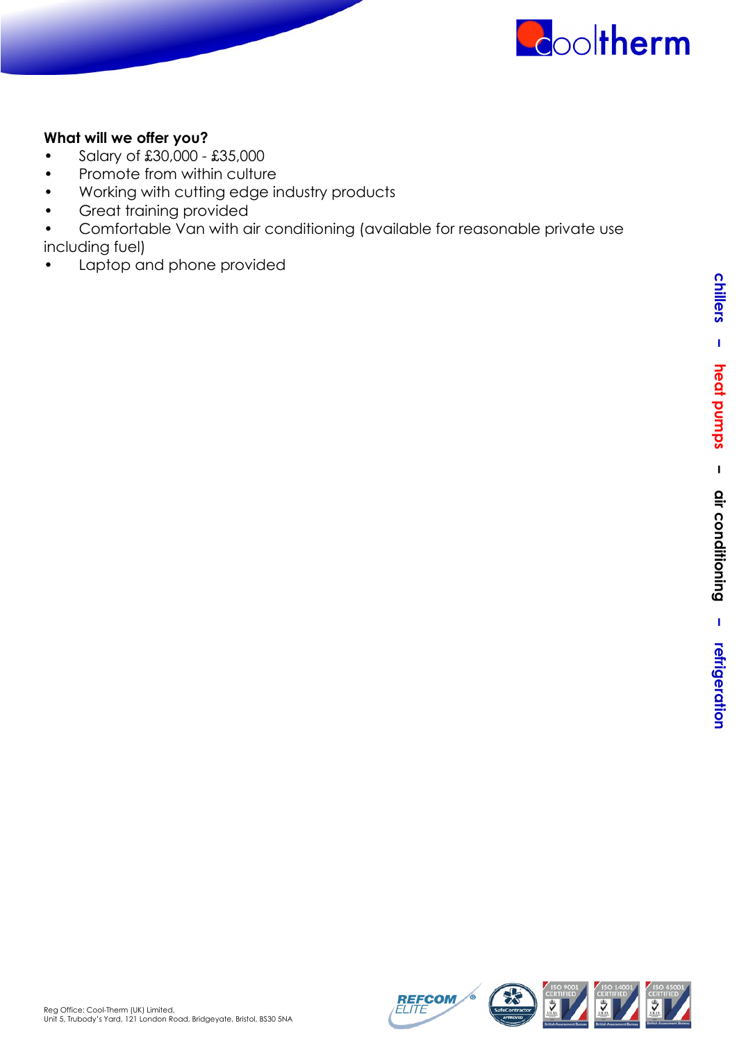**What will we offer you?**

- Salary of £30,000 - £35,000
- Promote from within culture
- Working with cutting edge industry products
- Great training provided
- Comfortable Van with air conditioning (available for reasonable private use including fuel)
- Laptop and phone provided